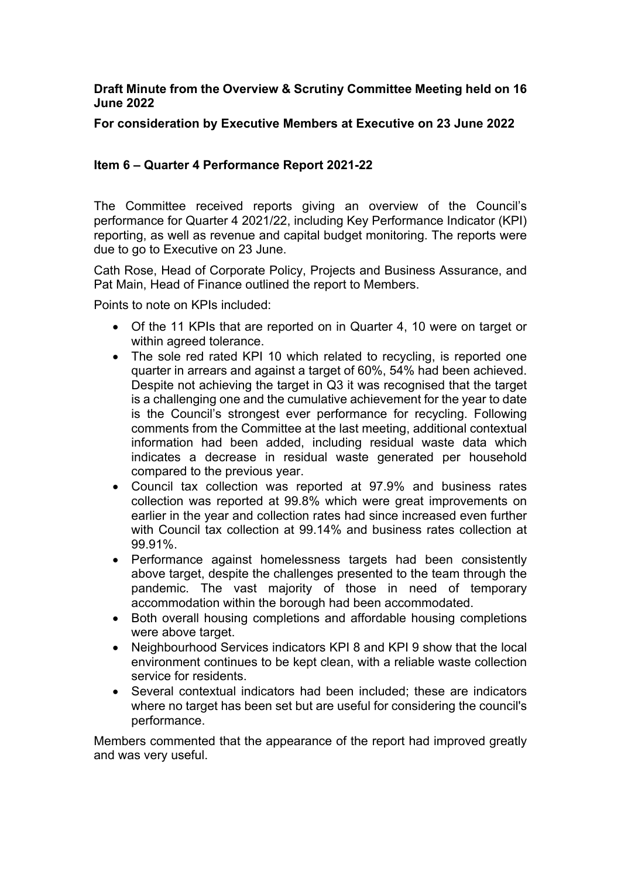**Draft Minute from the Overview & Scrutiny Committee Meeting held on 16 June 2022**

**For consideration by Executive Members at Executive on 23 June 2022**

**Item 6 – Quarter 4 Performance Report 2021-22**

The Committee received reports giving an overview of the Council's performance for Quarter 4 2021/22, including Key Performance Indicator (KPI) reporting, as well as revenue and capital budget monitoring. The reports were due to go to Executive on 23 June.

Cath Rose, Head of Corporate Policy, Projects and Business Assurance, and Pat Main, Head of Finance outlined the report to Members.

Points to note on KPIs included:

- Of the 11 KPIs that are reported on in Quarter 4, 10 were on target or within agreed tolerance.
- The sole red rated KPI 10 which related to recycling, is reported one quarter in arrears and against a target of 60%, 54% had been achieved. Despite not achieving the target in Q3 it was recognised that the target is a challenging one and the cumulative achievement for the year to date is the Council's strongest ever performance for recycling. Following comments from the Committee at the last meeting, additional contextual information had been added, including residual waste data which indicates a decrease in residual waste generated per household compared to the previous year.
- Council tax collection was reported at 97.9% and business rates collection was reported at 99.8% which were great improvements on earlier in the year and collection rates had since increased even further with Council tax collection at 99.14% and business rates collection at 99.91%.
- Performance against homelessness targets had been consistently above target, despite the challenges presented to the team through the pandemic. The vast majority of those in need of temporary accommodation within the borough had been accommodated.
- Both overall housing completions and affordable housing completions were above target.
- Neighbourhood Services indicators KPI 8 and KPI 9 show that the local environment continues to be kept clean, with a reliable waste collection service for residents.
- Several contextual indicators had been included; these are indicators where no target has been set but are useful for considering the council's performance.

Members commented that the appearance of the report had improved greatly and was very useful.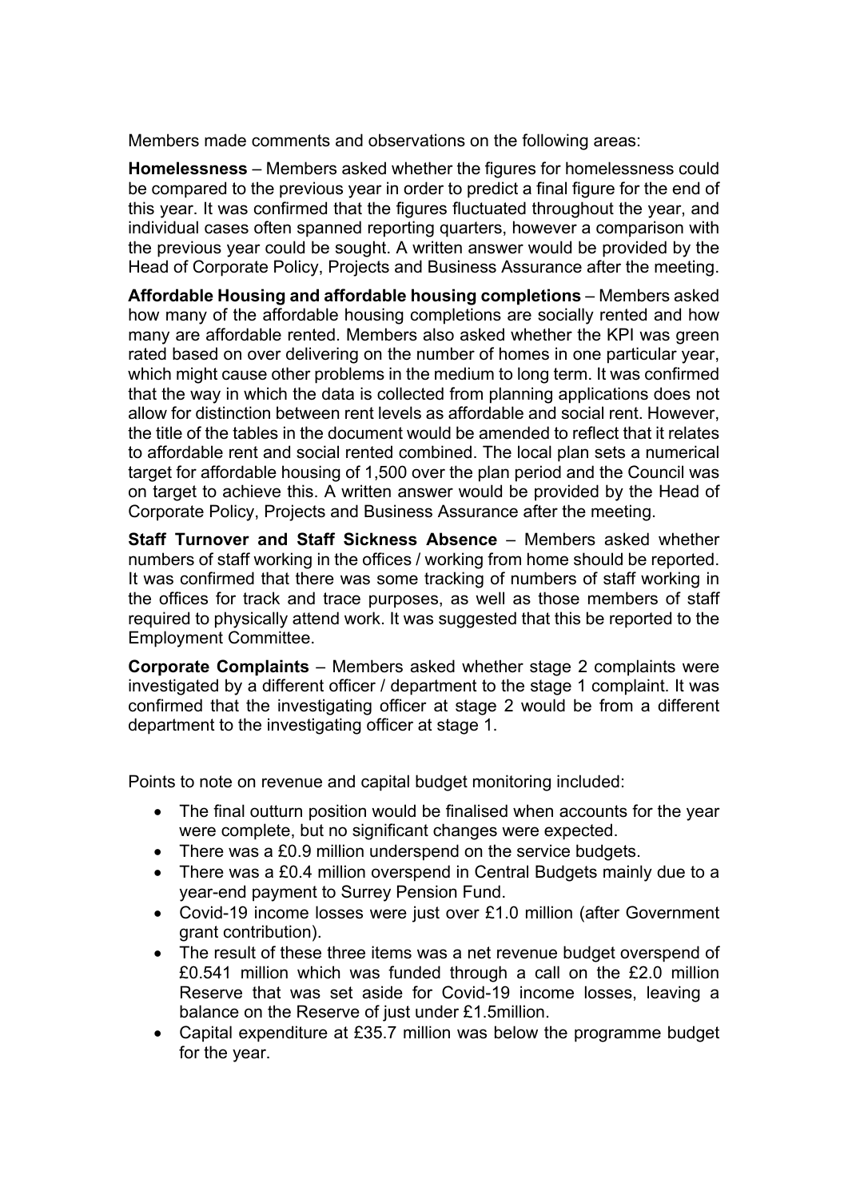Members made comments and observations on the following areas:

**Homelessness** – Members asked whether the figures for homelessness could be compared to the previous year in order to predict a final figure for the end of this year. It was confirmed that the figures fluctuated throughout the year, and individual cases often spanned reporting quarters, however a comparison with the previous year could be sought. A written answer would be provided by the Head of Corporate Policy, Projects and Business Assurance after the meeting.

**Affordable Housing and affordable housing completions** – Members asked how many of the affordable housing completions are socially rented and how many are affordable rented. Members also asked whether the KPI was green rated based on over delivering on the number of homes in one particular year, which might cause other problems in the medium to long term. It was confirmed that the way in which the data is collected from planning applications does not allow for distinction between rent levels as affordable and social rent. However, the title of the tables in the document would be amended to reflect that it relates to affordable rent and social rented combined. The local plan sets a numerical target for affordable housing of 1,500 over the plan period and the Council was on target to achieve this. A written answer would be provided by the Head of Corporate Policy, Projects and Business Assurance after the meeting.

**Staff Turnover and Staff Sickness Absence** – Members asked whether numbers of staff working in the offices / working from home should be reported. It was confirmed that there was some tracking of numbers of staff working in the offices for track and trace purposes, as well as those members of staff required to physically attend work. It was suggested that this be reported to the Employment Committee.

**Corporate Complaints** – Members asked whether stage 2 complaints were investigated by a different officer / department to the stage 1 complaint. It was confirmed that the investigating officer at stage 2 would be from a different department to the investigating officer at stage 1.

Points to note on revenue and capital budget monitoring included:

- The final outturn position would be finalised when accounts for the year were complete, but no significant changes were expected.
- There was a £0.9 million underspend on the service budgets.
- There was a £0.4 million overspend in Central Budgets mainly due to a year-end payment to Surrey Pension Fund.
- Covid-19 income losses were just over £1.0 million (after Government grant contribution).
- The result of these three items was a net revenue budget overspend of £0.541 million which was funded through a call on the £2.0 million Reserve that was set aside for Covid-19 income losses, leaving a balance on the Reserve of just under £1.5million.
- Capital expenditure at £35.7 million was below the programme budget for the year.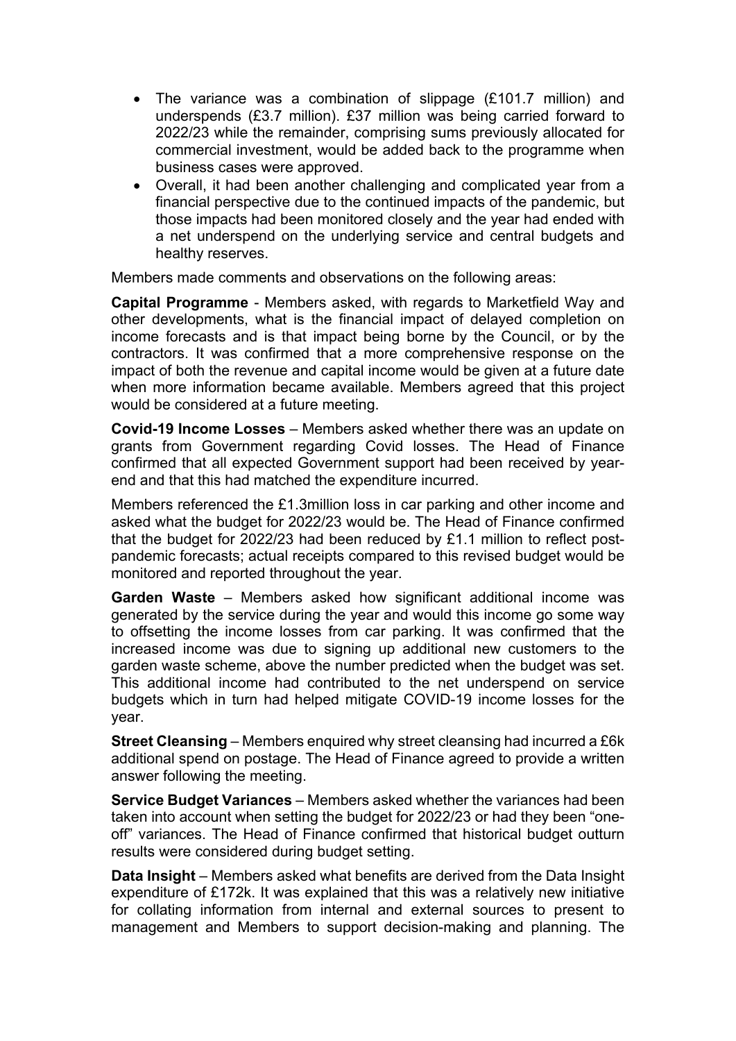- The variance was a combination of slippage (£101.7 million) and underspends (£3.7 million). £37 million was being carried forward to 2022/23 while the remainder, comprising sums previously allocated for commercial investment, would be added back to the programme when business cases were approved.
- Overall, it had been another challenging and complicated year from a financial perspective due to the continued impacts of the pandemic, but those impacts had been monitored closely and the year had ended with a net underspend on the underlying service and central budgets and healthy reserves.

Members made comments and observations on the following areas:

**Capital Programme** - Members asked, with regards to Marketfield Way and other developments, what is the financial impact of delayed completion on income forecasts and is that impact being borne by the Council, or by the contractors. It was confirmed that a more comprehensive response on the impact of both the revenue and capital income would be given at a future date when more information became available. Members agreed that this project would be considered at a future meeting.

**Covid-19 Income Losses** – Members asked whether there was an update on grants from Government regarding Covid losses. The Head of Finance confirmed that all expected Government support had been received by year-end and that this had matched the expenditure incurred.

Members referenced the £1.3million loss in car parking and other income and asked what the budget for 2022/23 would be. The Head of Finance confirmed that the budget for 2022/23 had been reduced by £1.1 million to reflect post-pandemic forecasts; actual receipts compared to this revised budget would be monitored and reported throughout the year.

**Garden Waste** – Members asked how significant additional income was generated by the service during the year and would this income go some way to offsetting the income losses from car parking. It was confirmed that the increased income was due to signing up additional new customers to the garden waste scheme, above the number predicted when the budget was set. This additional income had contributed to the net underspend on service budgets which in turn had helped mitigate COVID-19 income losses for the year.

**Street Cleansing** – Members enquired why street cleansing had incurred a £6k additional spend on postage. The Head of Finance agreed to provide a written answer following the meeting.

**Service Budget Variances** – Members asked whether the variances had been taken into account when setting the budget for 2022/23 or had they been "one-off" variances. The Head of Finance confirmed that historical budget outturn results were considered during budget setting.

**Data Insight** – Members asked what benefits are derived from the Data Insight expenditure of £172k. It was explained that this was a relatively new initiative for collating information from internal and external sources to present to management and Members to support decision-making and planning. The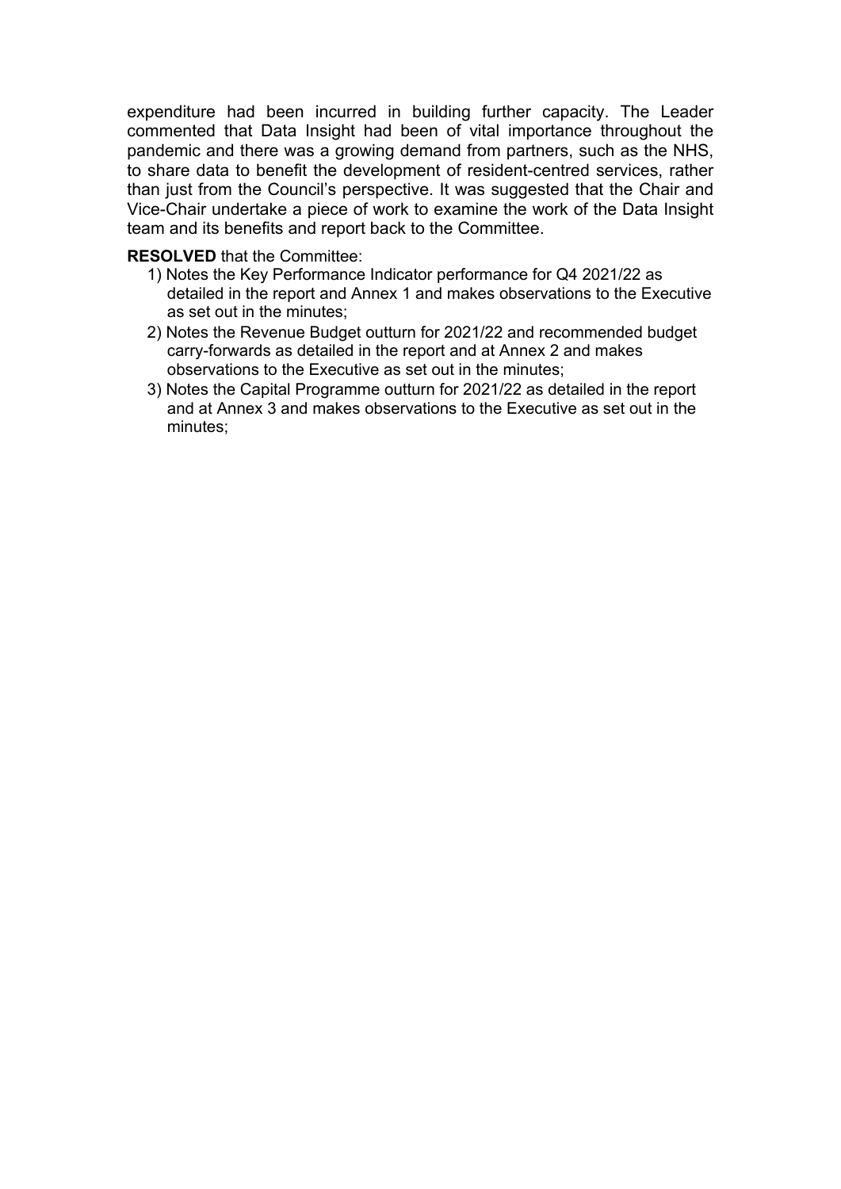expenditure had been incurred in building further capacity. The Leader commented that Data Insight had been of vital importance throughout the pandemic and there was a growing demand from partners, such as the NHS, to share data to benefit the development of resident-centred services, rather than just from the Council's perspective. It was suggested that the Chair and Vice-Chair undertake a piece of work to examine the work of the Data Insight team and its benefits and report back to the Committee.

**RESOLVED** that the Committee:

1) Notes the Key Performance Indicator performance for Q4 2021/22 as detailed in the report and Annex 1 and makes observations to the Executive as set out in the minutes;
2) Notes the Revenue Budget outturn for 2021/22 and recommended budget carry-forwards as detailed in the report and at Annex 2 and makes observations to the Executive as set out in the minutes;
3) Notes the Capital Programme outturn for 2021/22 as detailed in the report and at Annex 3 and makes observations to the Executive as set out in the minutes;